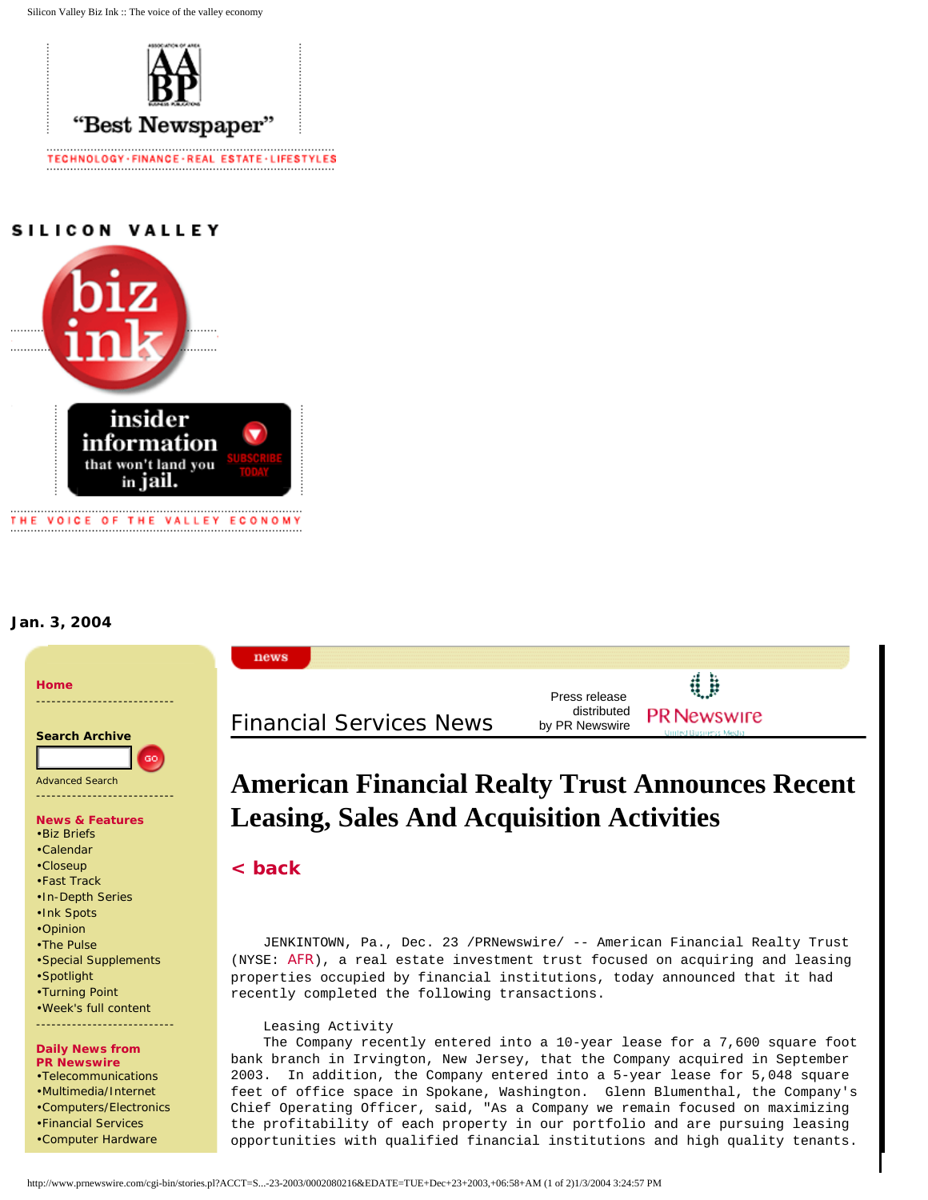AABP "Best Newspaper"

TECHNOLOGY · FINANCE · REAL ESTATE · LIFESTYLES

SILICON VALLEY

biz ink

insider information that won't land you in jail. SUBSCRIBE TODAY

THE VOICE OF THE VALLEY ECONOMY

**Jan. 3, 2004**

**Home**

**Search Archive**

GO

Advanced Search

**News & Features**

- Biz Briefs
- Calendar
- Closeup
- Fast Track
- In-Depth Series
- Ink Spots
- Opinion
- The Pulse
- Special Supplements
- Spotlight
- Turning Point
- Week's full content

**Daily News from PR Newswire**

- Telecommunications
- Multimedia/Internet
- Computers/Electronics
- Financial Services
- Computer Hardware

news

Financial Services News

Press release distributed by PR Newswire

PR Newswire

# American Financial Realty Trust Announces Recent Leasing, Sales And Acquisition Activities

< back

JENKINTOWN, Pa., Dec. 23 /PRNewswire/ -- American Financial Realty Trust (NYSE: AFR), a real estate investment trust focused on acquiring and leasing properties occupied by financial institutions, today announced that it had recently completed the following transactions.

Leasing Activity

The Company recently entered into a 10-year lease for a 7,600 square foot bank branch in Irvington, New Jersey, that the Company acquired in September 2003. In addition, the Company entered into a 5-year lease for 5,048 square feet of office space in Spokane, Washington. Glenn Blumenthal, the Company's Chief Operating Officer, said, "As a Company we remain focused on maximizing the profitability of each property in our portfolio and are pursuing leasing opportunities with qualified financial institutions and high quality tenants.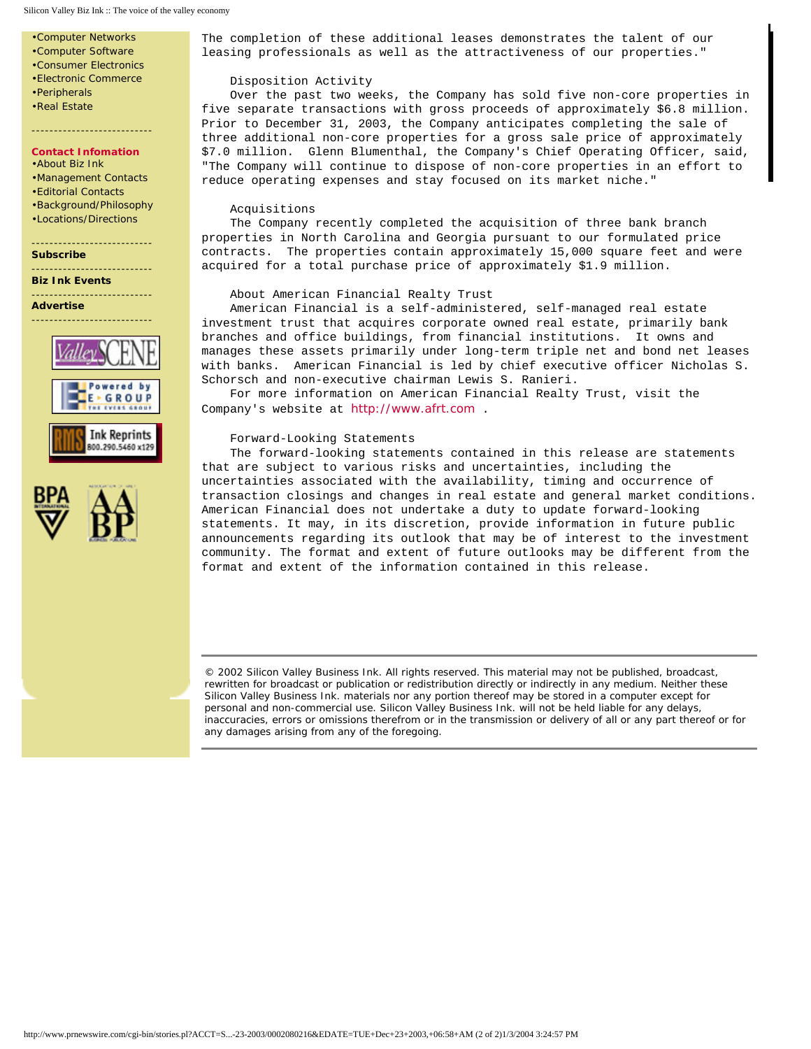- •Computer Networks
- •Computer Software
- •Consumer Electronics
- •Electronic Commerce
- •Peripherals
- •Real Estate

---

**Contact Infomation**

- •About Biz Ink
- •Management Contacts
- •Editorial Contacts
- •Background/Philosophy
- •Locations/Directions

---

**Subscribe**

---

**Biz Ink Events**

---

**Advertise**

---

The completion of these additional leases demonstrates the talent of our leasing professionals as well as the attractiveness of our properties."

Disposition Activity

Over the past two weeks, the Company has sold five non-core properties in five separate transactions with gross proceeds of approximately $6.8 million. Prior to December 31, 2003, the Company anticipates completing the sale of three additional non-core properties for a gross sale price of approximately $7.0 million. Glenn Blumenthal, the Company's Chief Operating Officer, said, "The Company will continue to dispose of non-core properties in an effort to reduce operating expenses and stay focused on its market niche."

Acquisitions

The Company recently completed the acquisition of three bank branch properties in North Carolina and Georgia pursuant to our formulated price contracts. The properties contain approximately 15,000 square feet and were acquired for a total purchase price of approximately $1.9 million.

About American Financial Realty Trust

American Financial is a self-administered, self-managed real estate investment trust that acquires corporate owned real estate, primarily bank branches and office buildings, from financial institutions. It owns and manages these assets primarily under long-term triple net and bond net leases with banks. American Financial is led by chief executive officer Nicholas S. Schorsch and non-executive chairman Lewis S. Ranieri.

For more information on American Financial Realty Trust, visit the Company's website at http://www.afrt.com .

Forward-Looking Statements

The forward-looking statements contained in this release are statements that are subject to various risks and uncertainties, including the uncertainties associated with the availability, timing and occurrence of transaction closings and changes in real estate and general market conditions. American Financial does not undertake a duty to update forward-looking statements. It may, in its discretion, provide information in future public announcements regarding its outlook that may be of interest to the investment community. The format and extent of future outlooks may be different from the format and extent of the information contained in this release.

---

© 2002 Silicon Valley Business Ink. All rights reserved. This material may not be published, broadcast, rewritten for broadcast or publication or redistribution directly or indirectly in any medium. Neither these Silicon Valley Business Ink. materials nor any portion thereof may be stored in a computer except for personal and non-commercial use. Silicon Valley Business Ink. will not be held liable for any delays, inaccuracies, errors or omissions therefrom or in the transmission or delivery of all or any part thereof or for any damages arising from any of the foregoing.